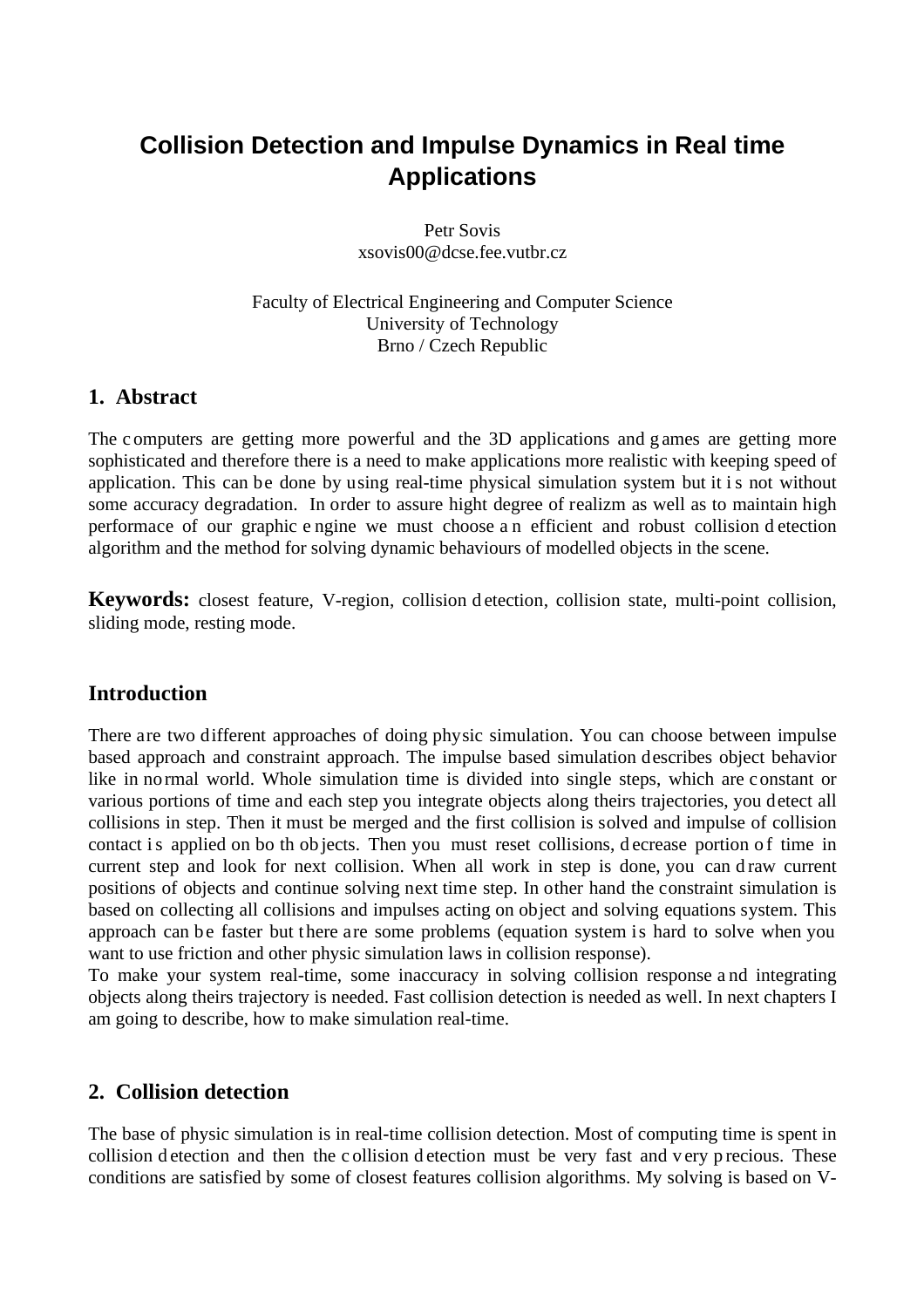# Collision Detection and Impulse Dynamics in Real time Applications

Petr Sovis
xsovis00@dcse.fee.vutbr.cz

Faculty of Electrical Engineering and Computer Science
University of Technology
Brno / Czech Republic

## 1. Abstract

The computers are getting more powerful and the 3D applications and games are getting more sophisticated and therefore there is a need to make applications more realistic with keeping speed of application. This can be done by using real-time physical simulation system but it is not without some accuracy degradation. In order to assure hight degree of realizm as well as to maintain high performace of our graphic engine we must choose an efficient and robust collision detection algorithm and the method for solving dynamic behaviours of modelled objects in the scene.

**Keywords:** closest feature, V-region, collision detection, collision state, multi-point collision, sliding mode, resting mode.

## Introduction

There are two different approaches of doing physic simulation. You can choose between impulse based approach and constraint approach. The impulse based simulation describes object behavior like in normal world. Whole simulation time is divided into single steps, which are constant or various portions of time and each step you integrate objects along theirs trajectories, you detect all collisions in step. Then it must be merged and the first collision is solved and impulse of collision contact is applied on both objects. Then you must reset collisions, decrease portion of time in current step and look for next collision. When all work in step is done, you can draw current positions of objects and continue solving next time step. In other hand the constraint simulation is based on collecting all collisions and impulses acting on object and solving equations system. This approach can be faster but there are some problems (equation system is hard to solve when you want to use friction and other physic simulation laws in collision response).
To make your system real-time, some inaccuracy in solving collision response and integrating objects along theirs trajectory is needed. Fast collision detection is needed as well. In next chapters I am going to describe, how to make simulation real-time.

## 2. Collision detection

The base of physic simulation is in real-time collision detection. Most of computing time is spent in collision detection and then the collision detection must be very fast and very precious. These conditions are satisfied by some of closest features collision algorithms. My solving is based on V-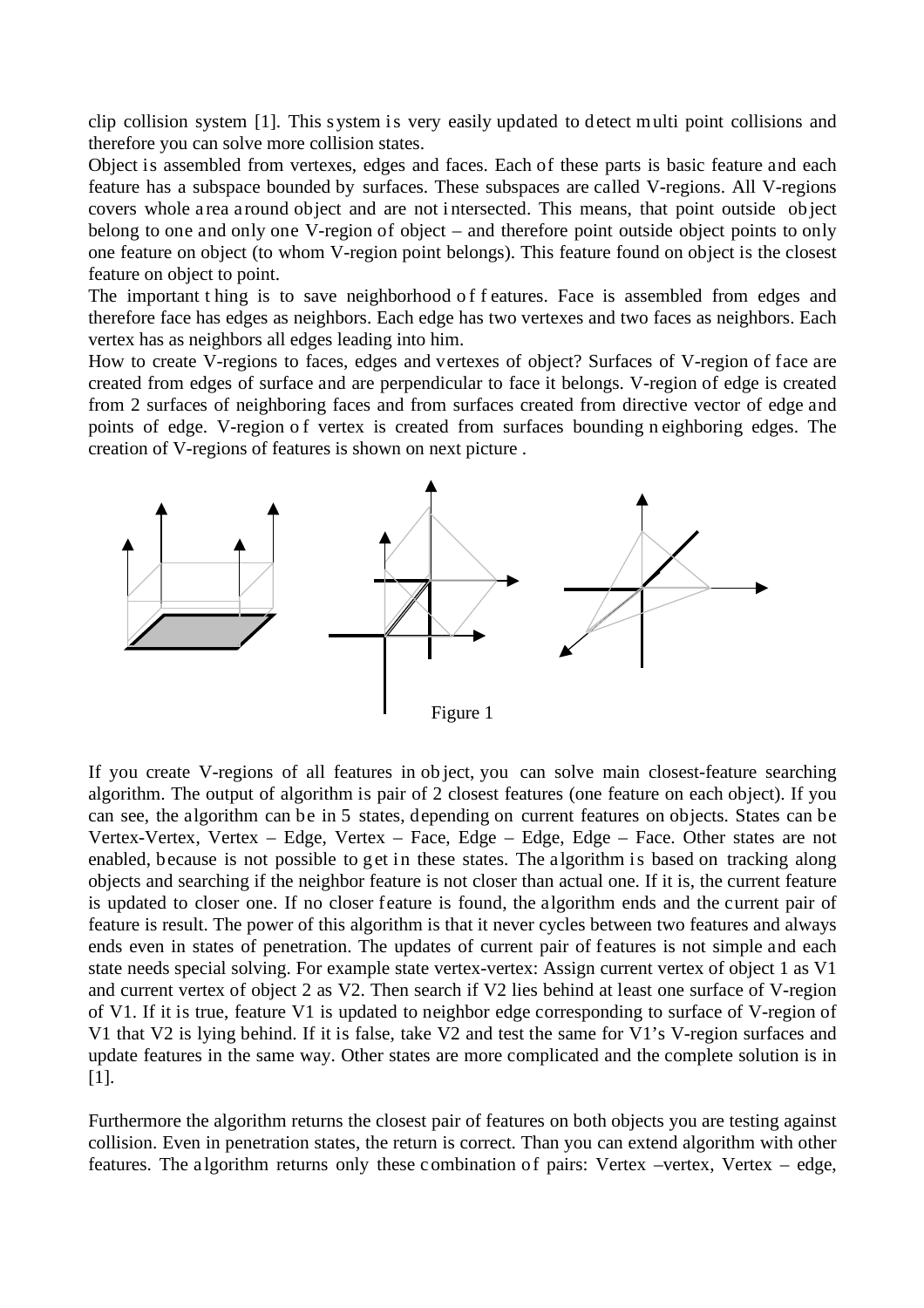clip collision system [1]. This system is very easily updated to detect multi point collisions and therefore you can solve more collision states.

Object is assembled from vertexes, edges and faces. Each of these parts is basic feature and each feature has a subspace bounded by surfaces. These subspaces are called V-regions. All V-regions covers whole area around object and are not intersected. This means, that point outside object belong to one and only one V-region of object – and therefore point outside object points to only one feature on object (to whom V-region point belongs). This feature found on object is the closest feature on object to point.

The important thing is to save neighborhood of features. Face is assembled from edges and therefore face has edges as neighbors. Each edge has two vertexes and two faces as neighbors. Each vertex has as neighbors all edges leading into him.

How to create V-regions to faces, edges and vertexes of object? Surfaces of V-region of face are created from edges of surface and are perpendicular to face it belongs. V-region of edge is created from 2 surfaces of neighboring faces and from surfaces created from directive vector of edge and points of edge. V-region of vertex is created from surfaces bounding neighboring edges. The creation of V-regions of features is shown on next picture .

Figure 1

If you create V-regions of all features in object, you can solve main closest-feature searching algorithm. The output of algorithm is pair of 2 closest features (one feature on each object). If you can see, the algorithm can be in 5 states, depending on current features on objects. States can be Vertex-Vertex, Vertex – Edge, Vertex – Face, Edge – Edge, Edge – Face. Other states are not enabled, because is not possible to get in these states. The algorithm is based on tracking along objects and searching if the neighbor feature is not closer than actual one. If it is, the current feature is updated to closer one. If no closer feature is found, the algorithm ends and the current pair of feature is result. The power of this algorithm is that it never cycles between two features and always ends even in states of penetration. The updates of current pair of features is not simple and each state needs special solving. For example state vertex-vertex: Assign current vertex of object 1 as V1 and current vertex of object 2 as V2. Then search if V2 lies behind at least one surface of V-region of V1. If it is true, feature V1 is updated to neighbor edge corresponding to surface of V-region of V1 that V2 is lying behind. If it is false, take V2 and test the same for V1's V-region surfaces and update features in the same way. Other states are more complicated and the complete solution is in [1].

Furthermore the algorithm returns the closest pair of features on both objects you are testing against collision. Even in penetration states, the return is correct. Than you can extend algorithm with other features. The algorithm returns only these combination of pairs: Vertex –vertex, Vertex – edge,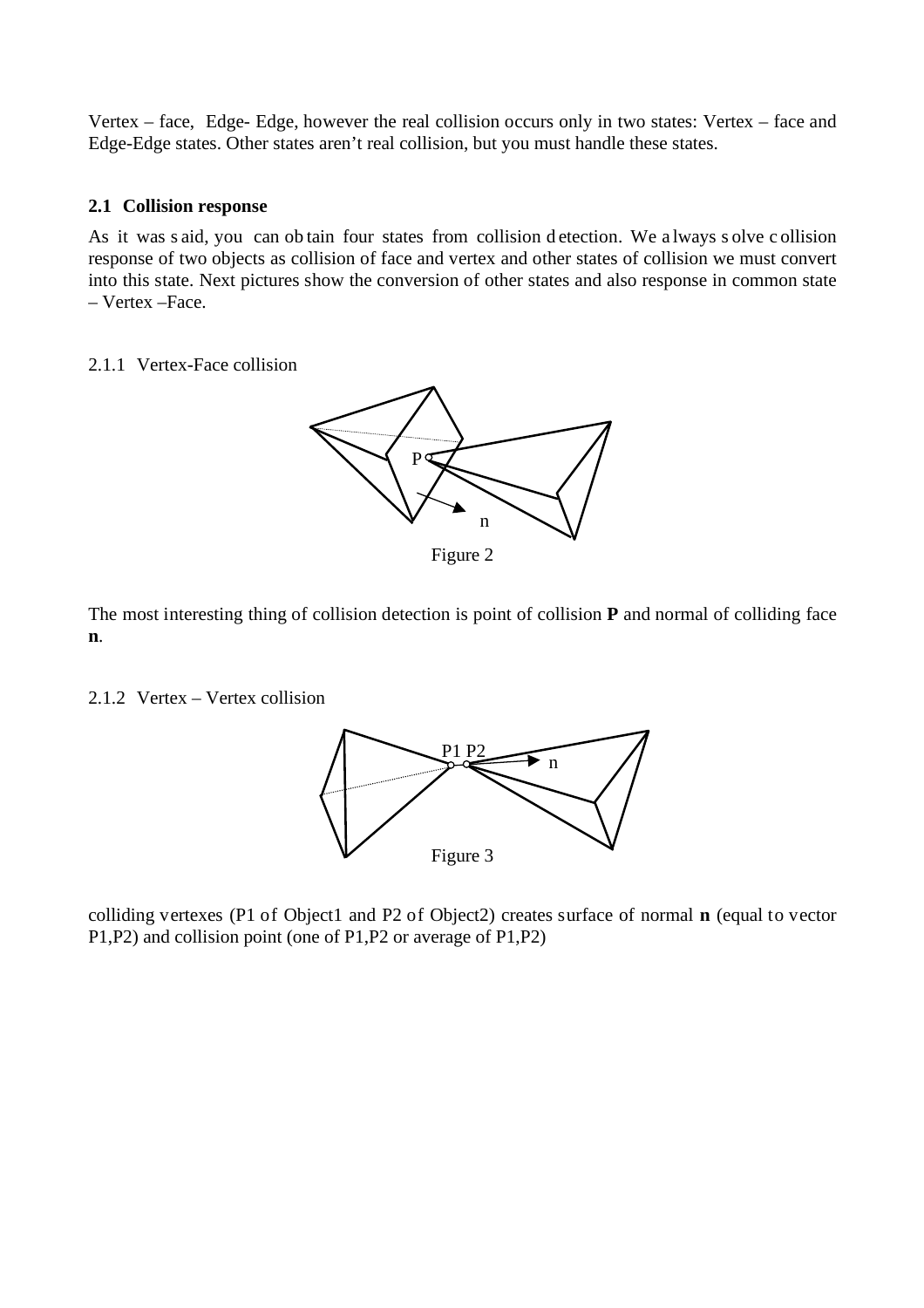Vertex – face, Edge- Edge, however the real collision occurs only in two states: Vertex – face and Edge-Edge states. Other states aren't real collision, but you must handle these states.

### 2.1 Collision response

As it was said, you can obtain four states from collision detection. We always solve collision response of two objects as collision of face and vertex and other states of collision we must convert into this state. Next pictures show the conversion of other states and also response in common state – Vertex –Face.

#### 2.1.1 Vertex-Face collision

Figure 2

The most interesting thing of collision detection is point of collision **P** and normal of colliding face **n**.

#### 2.1.2 Vertex – Vertex collision

Figure 3

colliding vertexes (P1 of Object1 and P2 of Object2) creates surface of normal **n** (equal to vector P1,P2) and collision point (one of P1,P2 or average of P1,P2)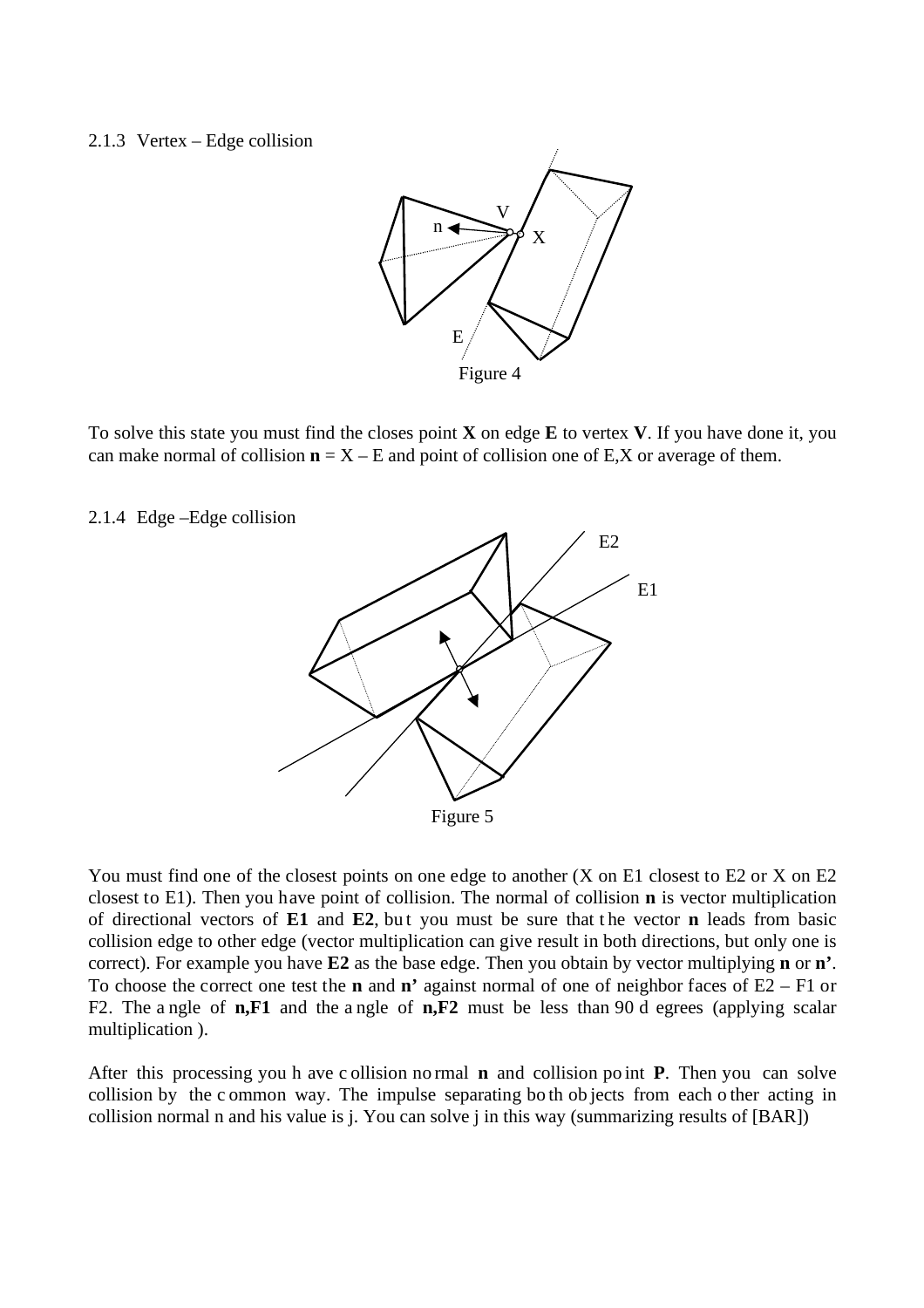### 2.1.3 Vertex – Edge collision

Figure 4

To solve this state you must find the closes point **X** on edge **E** to vertex **V**. If you have done it, you can make normal of collision **n** = X – E and point of collision one of E,X or average of them.

### 2.1.4 Edge –Edge collision

Figure 5

You must find one of the closest points on one edge to another (X on E1 closest to E2 or X on E2 closest to E1). Then you have point of collision. The normal of collision **n** is vector multiplication of directional vectors of **E1** and **E2**, but you must be sure that the vector **n** leads from basic collision edge to other edge (vector multiplication can give result in both directions, but only one is correct). For example you have **E2** as the base edge. Then you obtain by vector multiplying **n** or **n'**. To choose the correct one test the **n** and **n'** against normal of one of neighbor faces of E2 – F1 or F2. The angle of **n,F1** and the angle of **n,F2** must be less than 90 degrees (applying scalar multiplication ).

After this processing you have collision normal **n** and collision point **P**. Then you can solve collision by the common way. The impulse separating both objects from each other acting in collision normal n and his value is j. You can solve j in this way (summarizing results of [BAR])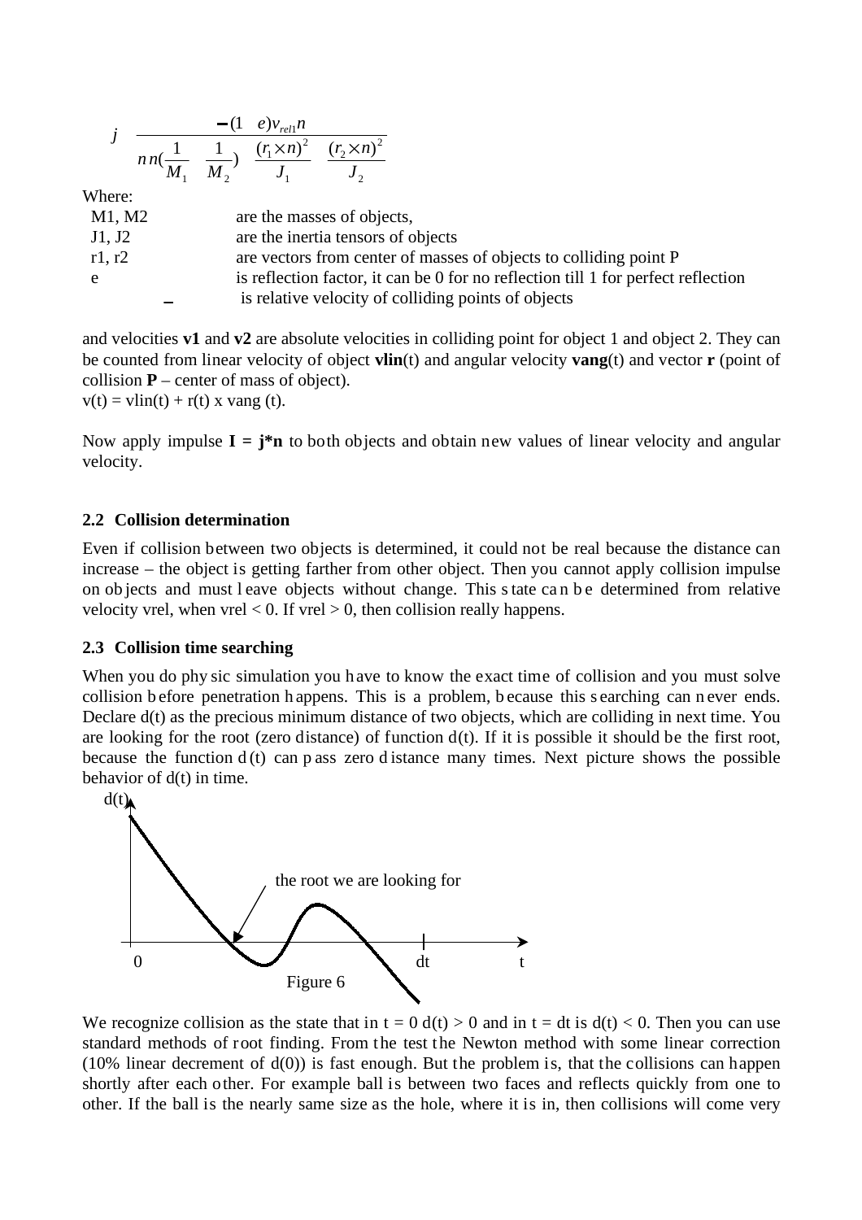$$j = \frac{-(1+e)v_{rel1}n}{n \cdot n(\frac{1}{M_1}+\frac{1}{M_2}) + \frac{(r_1 \times n)^2}{J_1} + \frac{(r_2 \times n)^2}{J_2}}$$

Where:

| | |
|---|---|
| M1, M2 | are the masses of objects, |
| J1, J2 | are the inertia tensors of objects |
| r1, r2 | are vectors from center of masses of objects to colliding point P |
| e | is reflection factor, it can be 0 for no reflection till 1 for perfect reflection |
| $v_{rel} = v_1 - v_2$ | is relative velocity of colliding points of objects |

and velocities **v1** and **v2** are absolute velocities in colliding point for object 1 and object 2. They can be counted from linear velocity of object **vlin**(t) and angular velocity **vang**(t) and vector **r** (point of collision **P** – center of mass of object).

v(t) = vlin(t) + r(t) x vang (t).

Now apply impulse **I = j*n** to both objects and obtain new values of linear velocity and angular velocity.

### 2.2 Collision determination

Even if collision between two objects is determined, it could not be real because the distance can increase – the object is getting farther from other object. Then you cannot apply collision impulse on objects and must leave objects without change. This state can be determined from relative velocity vrel, when vrel < 0. If vrel > 0, then collision really happens.

### 2.3 Collision time searching

When you do physic simulation you have to know the exact time of collision and you must solve collision before penetration happens. This is a problem, because this searching can never ends. Declare d(t) as the precious minimum distance of two objects, which are colliding in next time. You are looking for the root (zero distance) of function d(t). If it is possible it should be the first root, because the function d(t) can pass zero distance many times. Next picture shows the possible behavior of d(t) in time.

Figure 6

We recognize collision as the state that in t = 0 d(t) > 0 and in t = dt is d(t) < 0. Then you can use standard methods of root finding. From the test the Newton method with some linear correction (10% linear decrement of d(0)) is fast enough. But the problem is, that the collisions can happen shortly after each other. For example ball is between two faces and reflects quickly from one to other. If the ball is the nearly same size as the hole, where it is in, then collisions will come very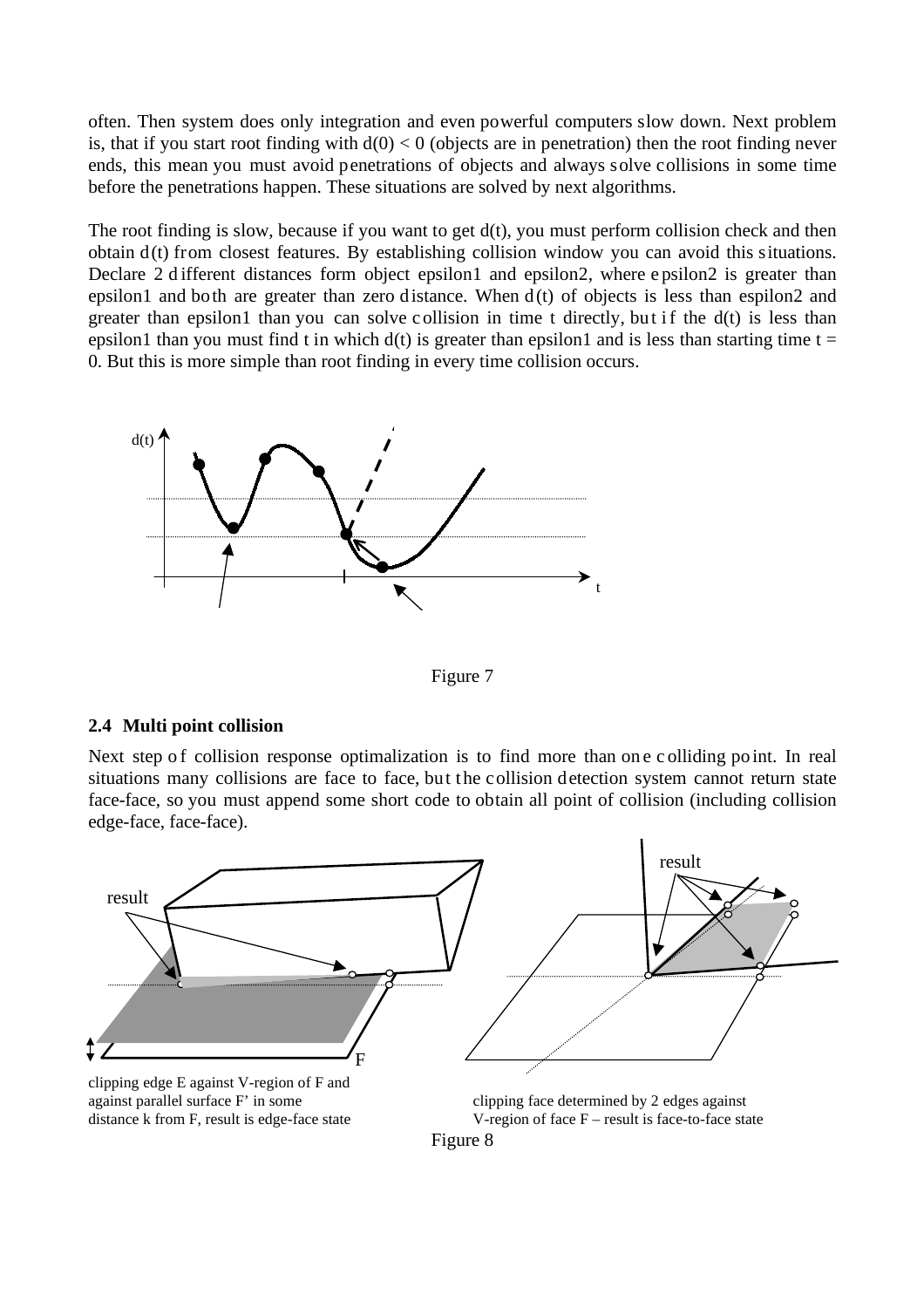often. Then system does only integration and even powerful computers slow down. Next problem is, that if you start root finding with $d(0) < 0$ (objects are in penetration) then the root finding never ends, this mean you must avoid penetrations of objects and always solve collisions in some time before the penetrations happen. These situations are solved by next algorithms.

The root finding is slow, because if you want to get $d(t)$, you must perform collision check and then obtain $d(t)$ from closest features. By establishing collision window you can avoid this situations. Declare 2 different distances form object epsilon1 and epsilon2, where epsilon2 is greater than epsilon1 and both are greater than zero distance. When $d(t)$ of objects is less than espilon2 and greater than epsilon1 than you can solve collision in time t directly, but if the $d(t)$ is less than epsilon1 than you must find t in which $d(t)$ is greater than epsilon1 and is less than starting time $t = 0$. But this is more simple than root finding in every time collision occurs.

d(t)

t

Figure 7

### 2.4 Multi point collision

Next step of collision response optimalization is to find more than one colliding point. In real situations many collisions are face to face, but the collision detection system cannot return state face-face, so you must append some short code to obtain all point of collision (including collision edge-face, face-face).

result

F

result

clipping edge E against V-region of F and against parallel surface F' in some distance k from F, result is edge-face state

clipping face determined by 2 edges against V-region of face F – result is face-to-face state

Figure 8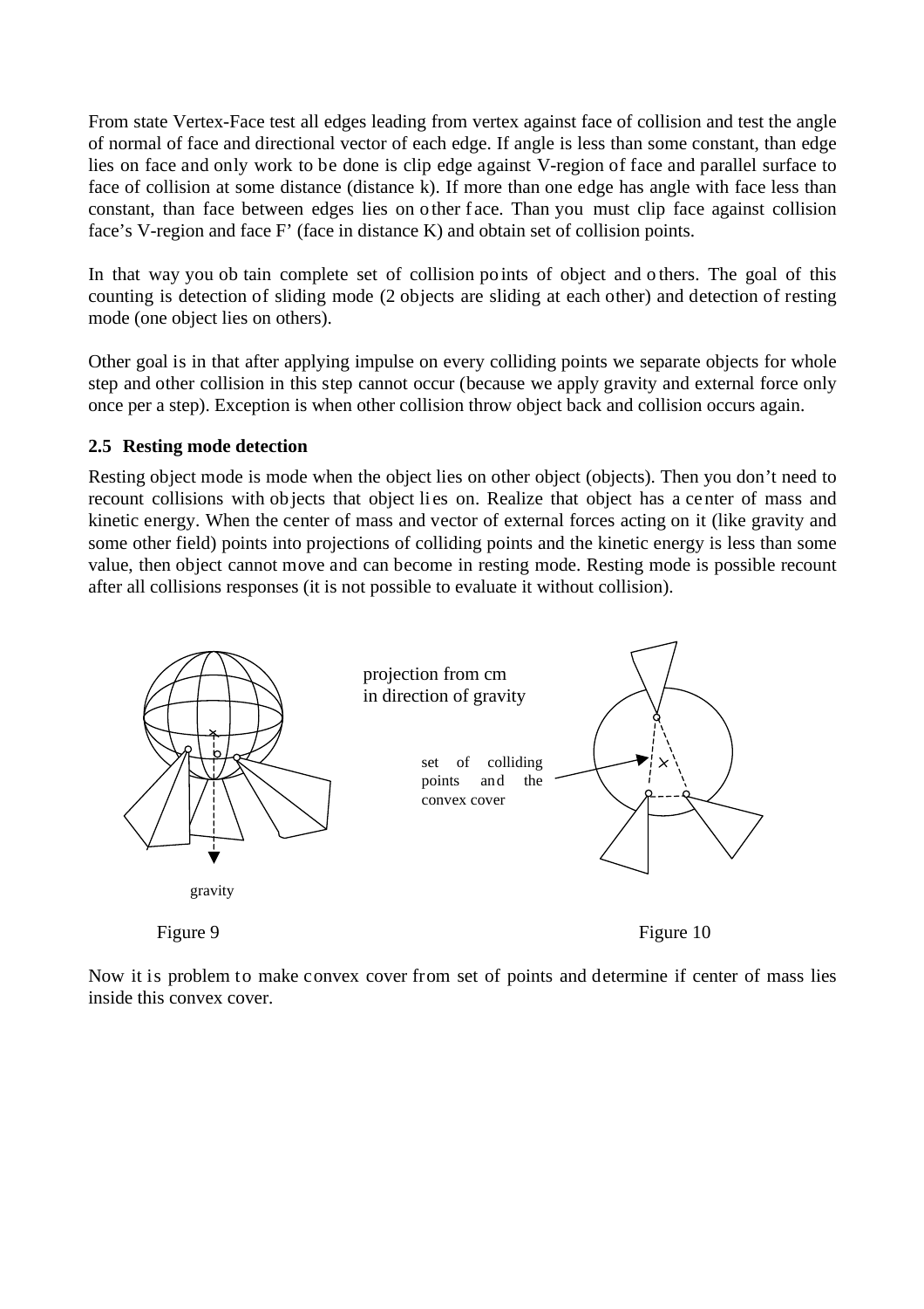From state Vertex-Face test all edges leading from vertex against face of collision and test the angle of normal of face and directional vector of each edge. If angle is less than some constant, than edge lies on face and only work to be done is clip edge against V-region of face and parallel surface to face of collision at some distance (distance k). If more than one edge has angle with face less than constant, than face between edges lies on other face. Than you must clip face against collision face's V-region and face F' (face in distance K) and obtain set of collision points.

In that way you obtain complete set of collision points of object and others. The goal of this counting is detection of sliding mode (2 objects are sliding at each other) and detection of resting mode (one object lies on others).

Other goal is in that after applying impulse on every colliding points we separate objects for whole step and other collision in this step cannot occur (because we apply gravity and external force only once per a step). Exception is when other collision throw object back and collision occurs again.

### 2.5 Resting mode detection

Resting object mode is mode when the object lies on other object (objects). Then you don't need to recount collisions with objects that object lies on. Realize that object has a center of mass and kinetic energy. When the center of mass and vector of external forces acting on it (like gravity and some other field) points into projections of colliding points and the kinetic energy is less than some value, then object cannot move and can become in resting mode. Resting mode is possible recount after all collisions responses (it is not possible to evaluate it without collision).

gravity

projection from cm in direction of gravity

set of colliding points and the convex cover

Figure 9

Figure 10

Now it is problem to make convex cover from set of points and determine if center of mass lies inside this convex cover.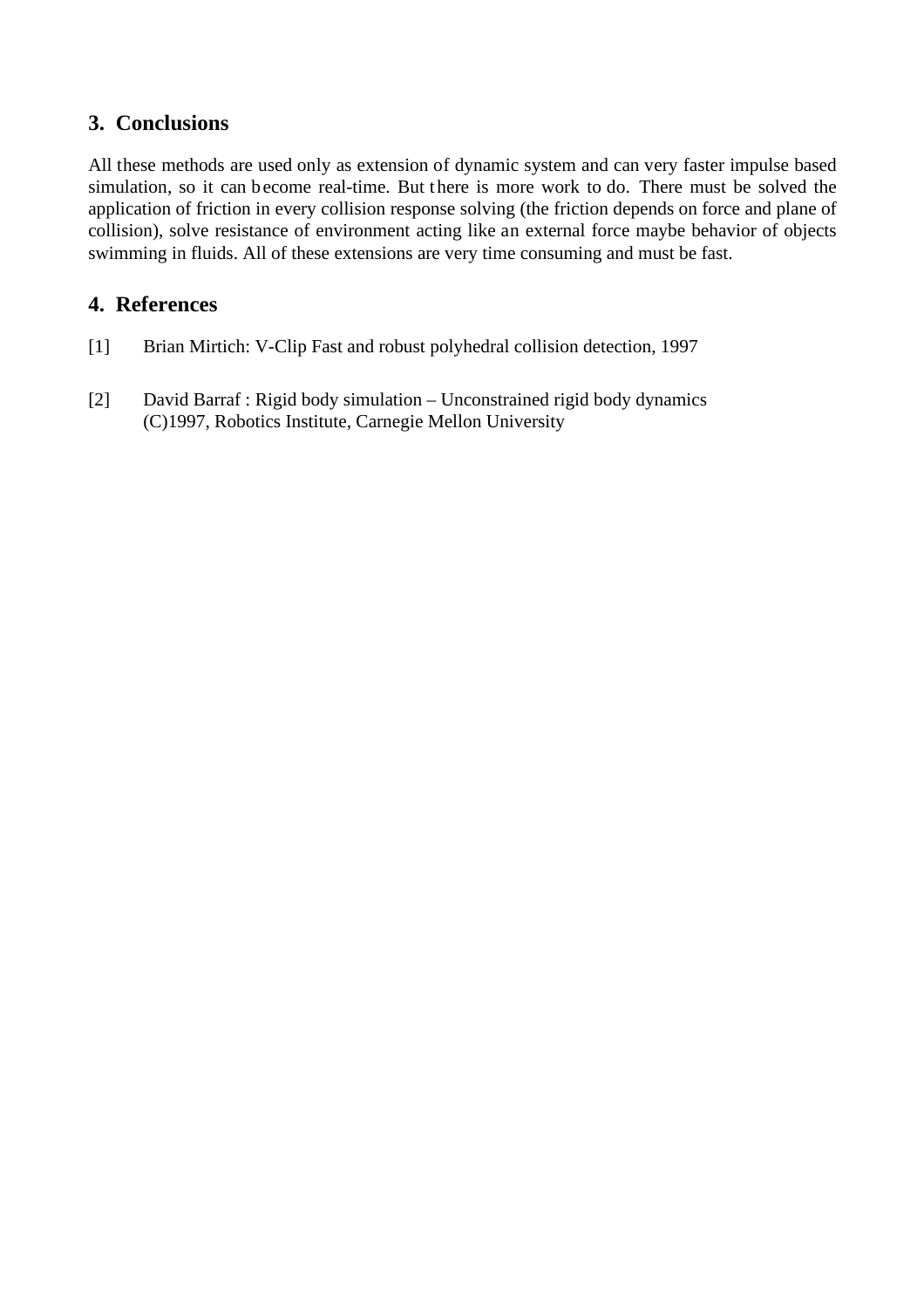## 3. Conclusions

All these methods are used only as extension of dynamic system and can very faster impulse based simulation, so it can become real-time. But there is more work to do. There must be solved the application of friction in every collision response solving (the friction depends on force and plane of collision), solve resistance of environment acting like an external force maybe behavior of objects swimming in fluids. All of these extensions are very time consuming and must be fast.

## 4. References

[1] Brian Mirtich: V-Clip Fast and robust polyhedral collision detection, 1997

[2] David Barraf : Rigid body simulation – Unconstrained rigid body dynamics (C)1997, Robotics Institute, Carnegie Mellon University